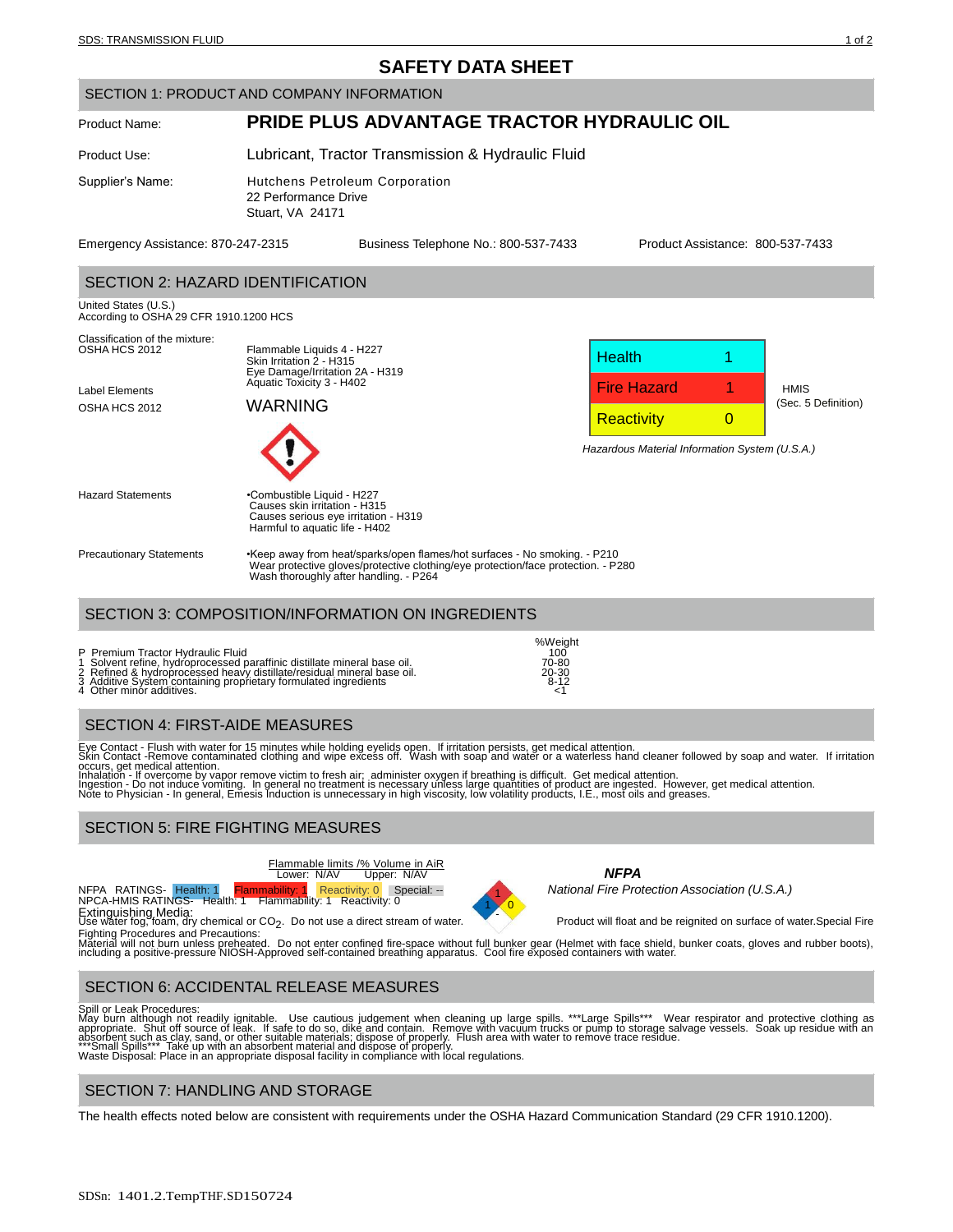# SAFETY DATA SHEET

## SECTION 1: PRODUCT AND COMPANY INFORMATION

Product Name: **PRIDE PLUS ADVANTAGE TRACTOR HYDRAULIC OIL**

Product Use: Lubricant, Tractor Transmission & Hydraulic Fluid

Supplier's Name: Hutchens Petroleum Corporation
22 Performance Drive
Stuart, VA 24171

Emergency Assistance: 870-247-2315 | Business Telephone No.: 800-537-7433 | Product Assistance: 800-537-7433

## SECTION 2: HAZARD IDENTIFICATION

United States (U.S.)
According to OSHA 29 CFR 1910.1200 HCS

Classification of the mixture:
OSHA HCS 2012

Flammable Liquids 4 - H227
Skin Irritation 2 - H315
Eye Damage/Irritation 2A - H319
Aquatic Toxicity 3 - H402

| HMIS (Sec. 5 Definition) | |
|---|---|
| Health | 1 |
| Fire Hazard | 1 |
| Reactivity | 0 |

*Hazardous Material Information System (U.S.A.)*

Label Elements
OSHA HCS 2012

WARNING

Hazard Statements

- Combustible Liquid - H227
- Causes skin irritation - H315
- Causes serious eye irritation - H319
- Harmful to aquatic life - H402

Precautionary Statements

- Keep away from heat/sparks/open flames/hot surfaces - No smoking. - P210
- Wear protective gloves/protective clothing/eye protection/face protection. - P280
- Wash thoroughly after handling. - P264

## SECTION 3: COMPOSITION/INFORMATION ON INGREDIENTS

| | | %Weight |
|---|---|---|
| P | Premium Tractor Hydraulic Fluid | 100 |
| 1 | Solvent refine, hydroprocessed paraffinic distillate mineral base oil. | 70-80 |
| 2 | Refined & hydroprocessed heavy distillate/residual mineral base oil. | 20-30 |
| 3 | Additive System containing proprietary formulated ingredients | 8-12 |
| 4 | Other minor additives. | <1 |

## SECTION 4: FIRST-AIDE MEASURES

Eye Contact - Flush with water for 15 minutes while holding eyelids open. If irritation persists, get medical attention.
Skin Contact -Remove contaminated clothing and wipe excess off. Wash with soap and water or a waterless hand cleaner followed by soap and water. If irritation occurs, get medical attention.
Inhalation - If overcome by vapor remove victim to fresh air; administer oxygen if breathing is difficult. Get medical attention.
Ingestion - Do not induce vomiting. In general no treatment is necessary unless large quantities of product are ingested. However, get medical attention.
Note to Physician - In general, Emesis Induction is unnecessary in high viscosity, low volatility products, I.E., most oils and greases.

## SECTION 5: FIRE FIGHTING MEASURES

Flammable limits /% Volume in AiR
Lower: N/AV Upper: N/AV

NFPA RATINGS- Health: 1 Flammability: 1 Reactivity: 0 Special: --
NPCA-HMIS RATINGS- Health: 1 Flammability: 1 Reactivity: 0

***NFPA***
*National Fire Protection Association (U.S.A.)*

Extinguishing Media:
Use water fog, foam, dry chemical or $CO_2$. Do not use a direct stream of water. Product will float and be reignited on surface of water.

Special Fire Fighting Procedures and Precautions:
Material will not burn unless preheated. Do not enter confined fire-space without full bunker gear (Helmet with face shield, bunker coats, gloves and rubber boots), including a positive-pressure NIOSH-Approved self-contained breathing apparatus. Cool fire exposed containers with water.

## SECTION 6: ACCIDENTAL RELEASE MEASURES

Spill or Leak Procedures:
May burn although not readily ignitable. Use cautious judgement when cleaning up large spills. ***Large Spills*** Wear respirator and protective clothing as appropriate. Shut off source of leak. If safe to do so, dike and contain. Remove with vacuum trucks or pump to storage salvage vessels. Soak up residue with an absorbent such as clay, sand, or other suitable materials; dispose of properly. Flush area with water to remove trace residue.
***Small Spills*** Take up with an absorbent material and dispose of properly.
Waste Disposal: Place in an appropriate disposal facility in compliance with local regulations.

## SECTION 7: HANDLING AND STORAGE

The health effects noted below are consistent with requirements under the OSHA Hazard Communication Standard (29 CFR 1910.1200).

SDSn: 1401.2.TempTHF.SD150724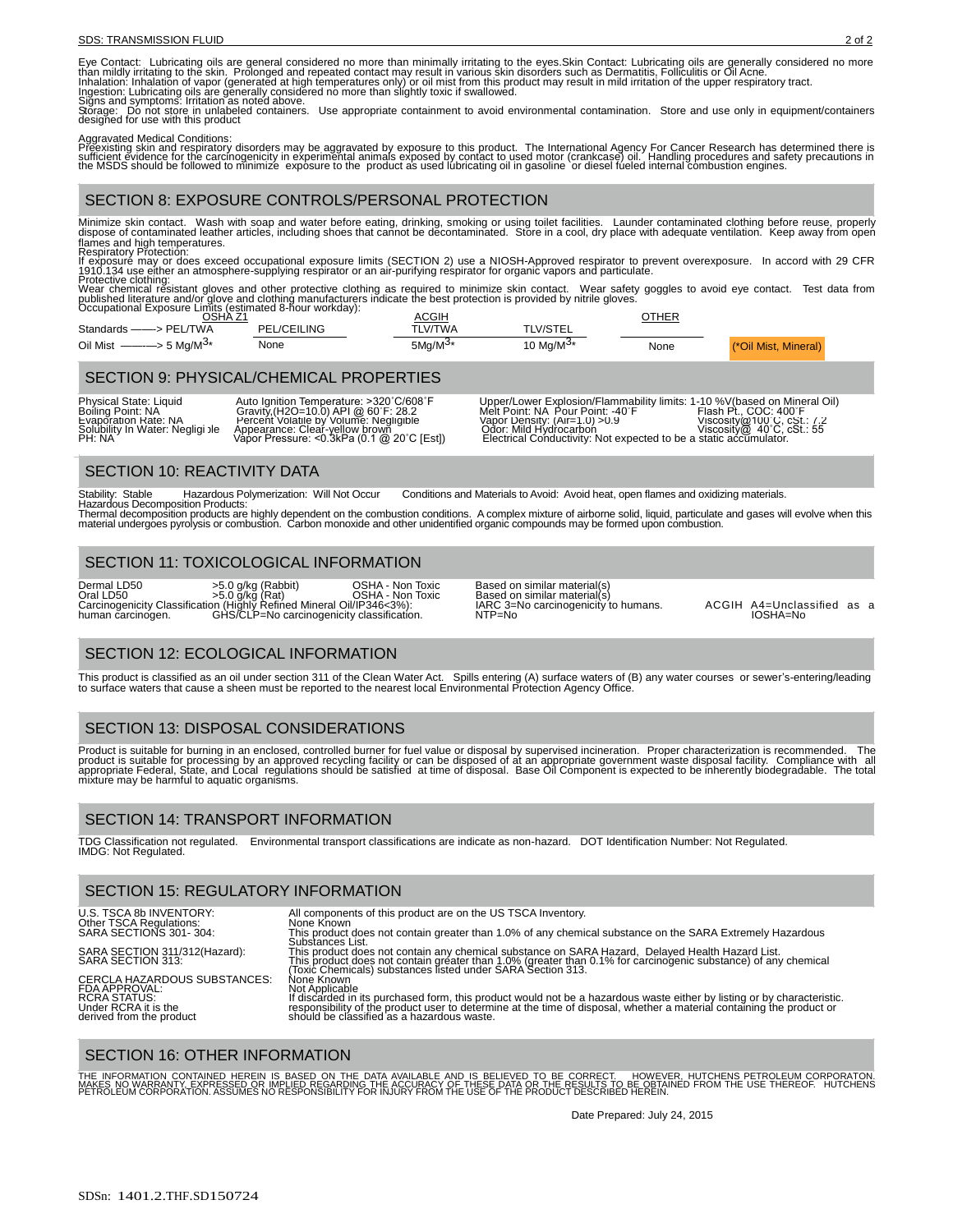Eye Contact: Lubricating oils are general considered no more than minimally irritating to the eyes.Skin Contact: Lubricating oils are generally considered no more than mildly irritating to the skin. Prolonged and repeated contact may result in various skin disorders such as Dermatitis, Folliculitis or Oil Acne.
Inhalation: Inhalation of vapor (generated at high temperatures only) or oil mist from this product may result in mild irritation of the upper respiratory tract.
Ingestion: Lubricating oils are generally considered no more than slightly toxic if swallowed.
Signs and symptoms: Irritation as noted above.
Storage: Do not store in unlabeled containers. Use appropriate containment to avoid environmental contamination. Store and use only in equipment/containers designed for use with this product

Aggravated Medical Conditions:
Preexisting skin and respiratory disorders may be aggravated by exposure to this product. The International Agency For Cancer Research has determined there is sufficient evidence for the carcinogenicity in experimental animals exposed by contact to used motor (crankcase) oil. Handling procedures and safety precautions in the MSDS should be followed to minimize exposure to the product as used lubricating oil in gasoline or diesel fueled internal combustion engines.

## SECTION 8: EXPOSURE CONTROLS/PERSONAL PROTECTION

Minimize skin contact. Wash with soap and water before eating, drinking, smoking or using toilet facilities. Launder contaminated clothing before reuse, properly dispose of contaminated leather articles, including shoes that cannot be decontaminated. Store in a cool, dry place with adequate ventilation. Keep away from open flames and high temperatures.
Respiratory Protection:
If exposure may or does exceed occupational exposure limits (SECTION 2) use a NIOSH-Approved respirator to prevent overexposure. In accord with 29 CFR 1910.134 use either an atmosphere-supplying respirator or an air-purifying respirator for organic vapors and particulate.
Protective clothing:
Wear chemical resistant gloves and other protective clothing as required to minimize skin contact. Wear safety goggles to avoid eye contact. Test data from published literature and/or glove and clothing manufacturers indicate the best protection is provided by nitrile gloves.
Occupational Exposure Limits (estimated 8-hour workday):

| OSHA Z1 | | ACGIH | | OTHER | |
|---|---|---|---|---|---|
| Standards ——> PEL/TWA | PEL/CEILING | TLV/TWA | TLV/STEL | | |
| Oil Mist ———> 5 Mg/M$^3$* | None | 5Mg/M$^3$* | 10 Mg/M$^3$* | None | (*Oil Mist, Mineral) |

## SECTION 9: PHYSICAL/CHEMICAL PROPERTIES

| | | | |
|---|---|---|---|
| Physical State: Liquid | Auto Ignition Temperature: >320˚C/608˚F | Upper/Lower Explosion/Flammability limits: 1-10 %V(based on Mineral Oil) | |
| Boiling Point: NA | Gravity,(H2O=10.0) API @ 60˚F: 28.2 | Melt Point: NA Pour Point: -40˚F | Flash Pt., COC: 400˚F |
| Evaporation Rate: NA | Percent Volatile by Volume: Negligible | Vapor Density: (Air=1.0) >0.9 | Viscosity@100˚C, cSt.: 7.2 |
| Solubility In Water: Negligible | Appearance: Clear-yellow brown | Odor: Mild Hydrocarbon | Viscosity@ 40˚C, cSt.: 55 |
| PH: NA | Vapor Pressure: <0.3kPa (0.1 @ 20˚C [Est]) | Electrical Conductivity: Not expected to be a static accumulator. | |

## SECTION 10: REACTIVITY DATA

Stability: Stable    Hazardous Polymerization: Will Not Occur    Conditions and Materials to Avoid: Avoid heat, open flames and oxidizing materials.
Hazardous Decomposition Products:
Thermal decomposition products are highly dependent on the combustion conditions. A complex mixture of airborne solid, liquid, particulate and gases will evolve when this material undergoes pyrolysis or combustion. Carbon monoxide and other unidentified organic compounds may be formed upon combustion.

## SECTION 11: TOXICOLOGICAL INFORMATION

| | | | |
|---|---|---|---|
| Dermal LD50 | >5.0 g/kg (Rabbit) | OSHA - Non Toxic | Based on similar material(s) |
| Oral LD50 | >5.0 g/kg (Rat) | OSHA - Non Toxic | Based on similar material(s) |

Carcinogenicity Classification (Highly Refined Mineral Oil/IP346<3%): IARC 3=No carcinogenicity to humans. ACGIH A4=Unclassified as a human carcinogen. GHS/CLP=No carcinogenicity classification. NTP=No IOSHA=No

## SECTION 12: ECOLOGICAL INFORMATION

This product is classified as an oil under section 311 of the Clean Water Act. Spills entering (A) surface waters of (B) any water courses or sewer's-entering/leading to surface waters that cause a sheen must be reported to the nearest local Environmental Protection Agency Office.

## SECTION 13: DISPOSAL CONSIDERATIONS

Product is suitable for burning in an enclosed, controlled burner for fuel value or disposal by supervised incineration. Proper characterization is recommended. The product is suitable for processing by an approved recycling facility or can be disposed of at an appropriate government waste disposal facility. Compliance with all appropriate Federal, State, and Local regulations should be satisfied at time of disposal. Base Oil Component is expected to be inherently biodegradable. The total mixture may be harmful to aquatic organisms.

## SECTION 14: TRANSPORT INFORMATION

TDG Classification not regulated. Environmental transport classifications are indicate as non-hazard. DOT Identification Number: Not Regulated.
IMDG: Not Regulated.

## SECTION 15: REGULATORY INFORMATION

| | |
|---|---|
| U.S. TSCA 8b INVENTORY: | All components of this product are on the US TSCA Inventory. |
| Other TSCA Regulations: | None Known |
| SARA SECTIONS 301- 304: | This product does not contain greater than 1.0% of any chemical substance on the SARA Extremely Hazardous Substances List. |
| SARA SECTION 311/312(Hazard): | This product does not contain any chemical substance on SARA Hazard, Delayed Health Hazard List. |
| SARA SECTION 313: | This product does not contain greater than 1.0% (greater than 0.1% for carcinogenic substance) of any chemical (Toxic Chemicals) substances listed under SARA Section 313. |
| CERCLA HAZARDOUS SUBSTANCES: | None Known |
| FDA APPROVAL: | Not Applicable |
| RCRA STATUS: Under RCRA it is the derived from the product | If discarded in its purchased form, this product would not be a hazardous waste either by listing or by characteristic. responsibility of the product user to determine at the time of disposal, whether a material containing the product or should be classified as a hazardous waste. |

## SECTION 16: OTHER INFORMATION

THE INFORMATION CONTAINED HEREIN IS BASED ON THE DATA AVAILABLE AND IS BELIEVED TO BE CORRECT. HOWEVER, HUTCHENS PETROLEUM CORPORATON. MAKES NO WARRANTY, EXPRESSED OR IMPLIED REGARDING THE ACCURACY OF THESE DATA OR THE RESULTS TO BE OBTAINED FROM THE USE THEREOF. HUTCHENS PETROLEUM CORPORATION. ASSUMES NO RESPONSIBILITY FOR INJURY FROM THE USE OF THE PRODUCT DESCRIBED HEREIN.

Date Prepared: July 24, 2015

SDSn: 1401.2.THF.SD150724